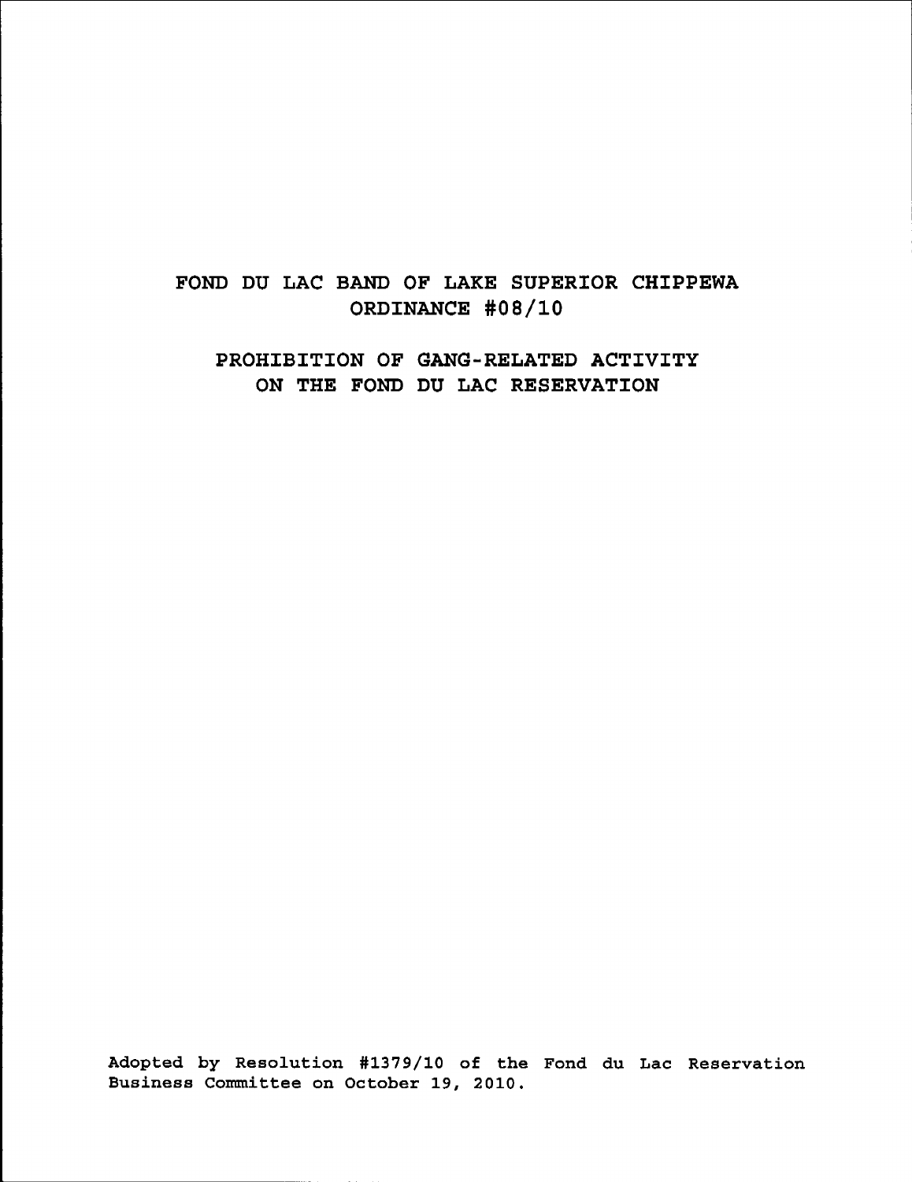# FOND DU LAC BAND OF LAKE SUPERIOR CHIPPEWA
# ORDINANCE #08/10

## PROHIBITION OF GANG-RELATED ACTIVITY ON THE FOND DU LAC RESERVATION

Adopted by Resolution #1379/10 of the Fond du Lac Reservation Business Committee on October 19, 2010.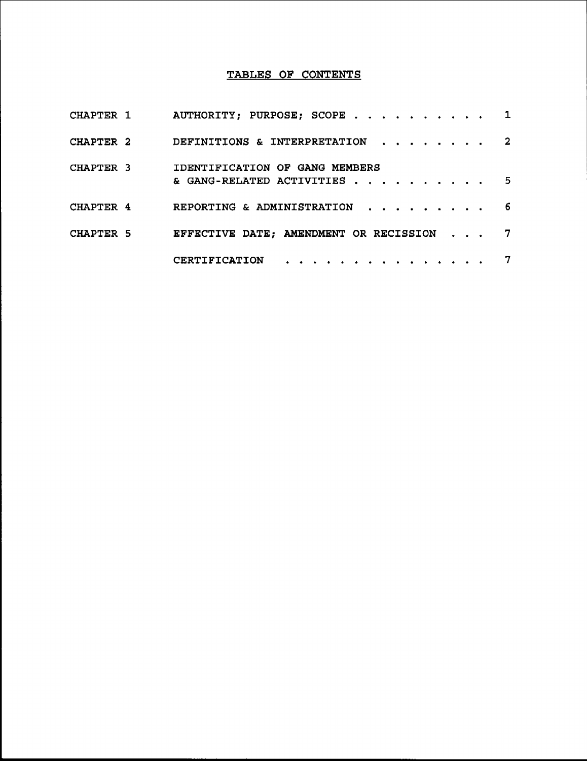# TABLES OF CONTENTS

| | | |
|---|---|---|
| CHAPTER 1 | AUTHORITY; PURPOSE; SCOPE | 1 |
| CHAPTER 2 | DEFINITIONS & INTERPRETATION | 2 |
| CHAPTER 3 | IDENTIFICATION OF GANG MEMBERS & GANG-RELATED ACTIVITIES | 5 |
| CHAPTER 4 | REPORTING & ADMINISTRATION | 6 |
| CHAPTER 5 | EFFECTIVE DATE; AMENDMENT OR RECISSION | 7 |
| | CERTIFICATION | 7 |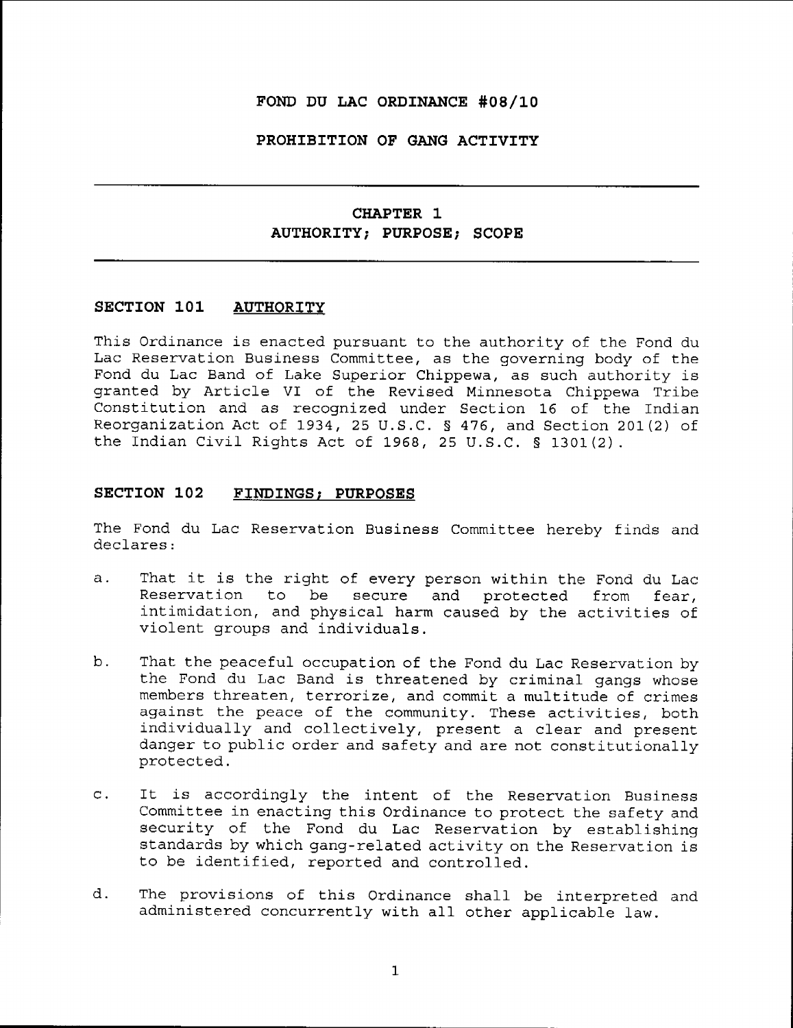# FOND DU LAC ORDINANCE #08/10

# PROHIBITION OF GANG ACTIVITY

## CHAPTER 1
## AUTHORITY; PURPOSE; SCOPE

### SECTION 101 AUTHORITY

This Ordinance is enacted pursuant to the authority of the Fond du Lac Reservation Business Committee, as the governing body of the Fond du Lac Band of Lake Superior Chippewa, as such authority is granted by Article VI of the Revised Minnesota Chippewa Tribe Constitution and as recognized under Section 16 of the Indian Reorganization Act of 1934, 25 U.S.C. § 476, and Section 201(2) of the Indian Civil Rights Act of 1968, 25 U.S.C. § 1301(2).

### SECTION 102 FINDINGS; PURPOSES

The Fond du Lac Reservation Business Committee hereby finds and declares:

a. That it is the right of every person within the Fond du Lac Reservation to be secure and protected from fear, intimidation, and physical harm caused by the activities of violent groups and individuals.

b. That the peaceful occupation of the Fond du Lac Reservation by the Fond du Lac Band is threatened by criminal gangs whose members threaten, terrorize, and commit a multitude of crimes against the peace of the community. These activities, both individually and collectively, present a clear and present danger to public order and safety and are not constitutionally protected.

c. It is accordingly the intent of the Reservation Business Committee in enacting this Ordinance to protect the safety and security of the Fond du Lac Reservation by establishing standards by which gang-related activity on the Reservation is to be identified, reported and controlled.

d. The provisions of this Ordinance shall be interpreted and administered concurrently with all other applicable law.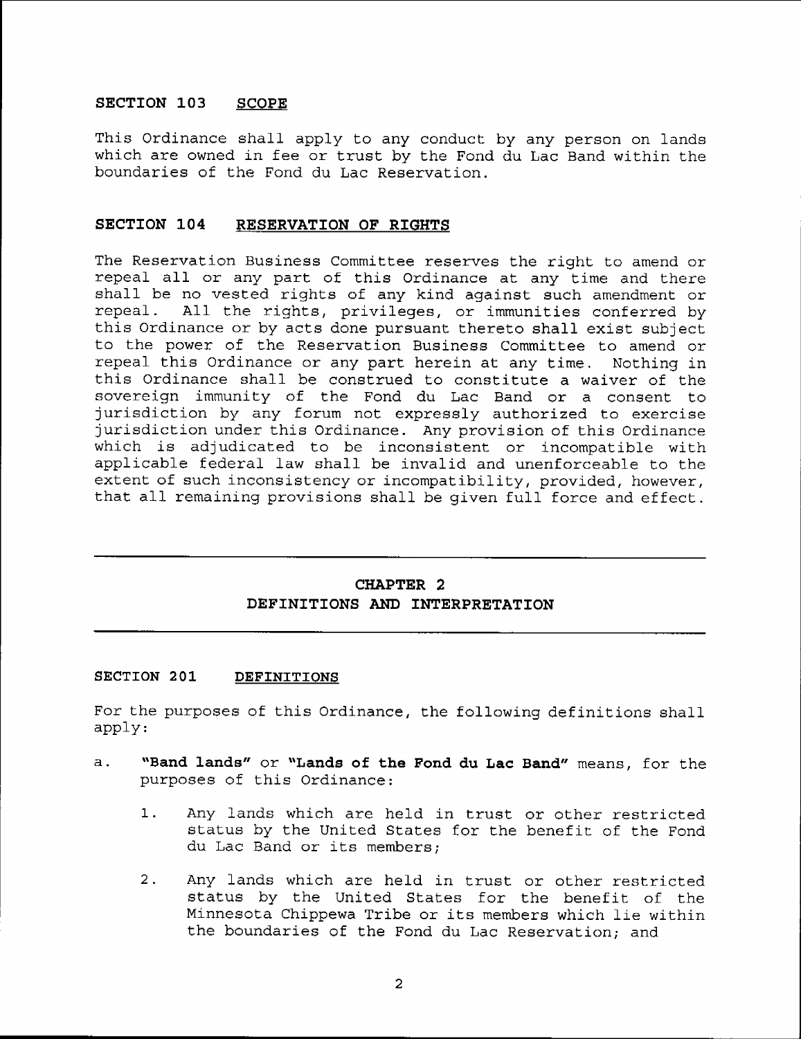## SECTION 103 SCOPE

This Ordinance shall apply to any conduct by any person on lands which are owned in fee or trust by the Fond du Lac Band within the boundaries of the Fond du Lac Reservation.

## SECTION 104 RESERVATION OF RIGHTS

The Reservation Business Committee reserves the right to amend or repeal all or any part of this Ordinance at any time and there shall be no vested rights of any kind against such amendment or repeal. All the rights, privileges, or immunities conferred by this Ordinance or by acts done pursuant thereto shall exist subject to the power of the Reservation Business Committee to amend or repeal this Ordinance or any part herein at any time. Nothing in this Ordinance shall be construed to constitute a waiver of the sovereign immunity of the Fond du Lac Band or a consent to jurisdiction by any forum not expressly authorized to exercise jurisdiction under this Ordinance. Any provision of this Ordinance which is adjudicated to be inconsistent or incompatible with applicable federal law shall be invalid and unenforceable to the extent of such inconsistency or incompatibility, provided, however, that all remaining provisions shall be given full force and effect.

# CHAPTER 2
# DEFINITIONS AND INTERPRETATION

## SECTION 201 DEFINITIONS

For the purposes of this Ordinance, the following definitions shall apply:

a. **"Band lands"** or **"Lands of the Fond du Lac Band"** means, for the purposes of this Ordinance:

   1. Any lands which are held in trust or other restricted status by the United States for the benefit of the Fond du Lac Band or its members;

   2. Any lands which are held in trust or other restricted status by the United States for the benefit of the Minnesota Chippewa Tribe or its members which lie within the boundaries of the Fond du Lac Reservation; and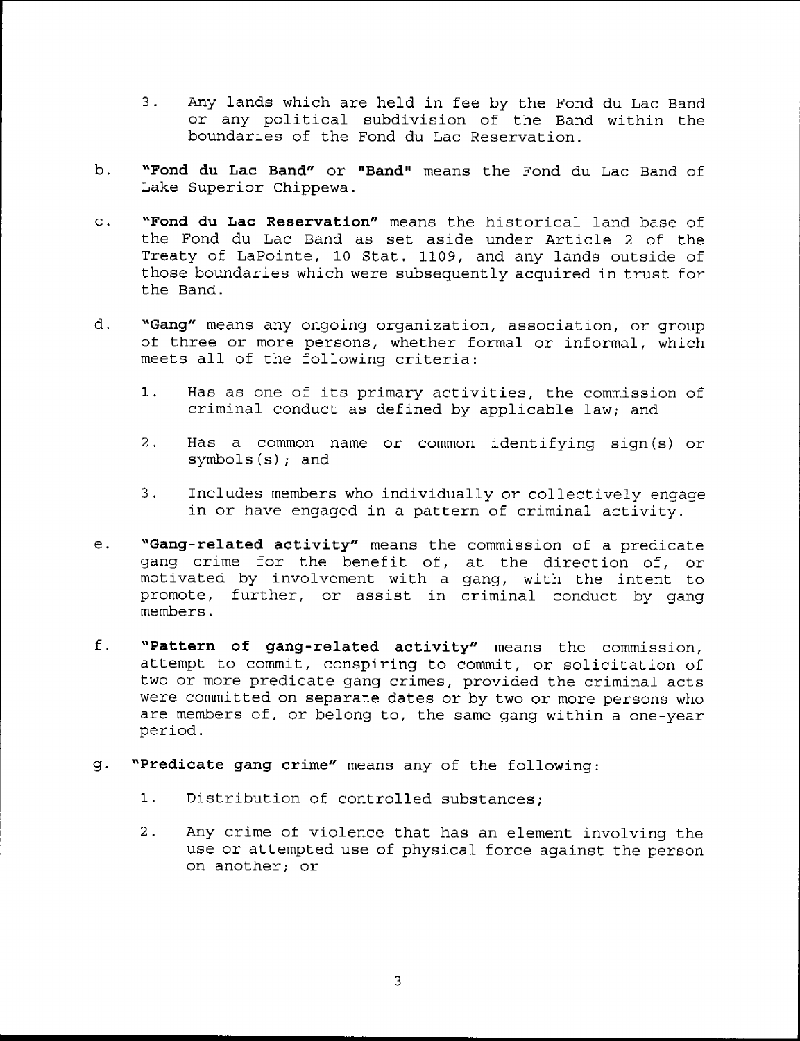3. Any lands which are held in fee by the Fond du Lac Band or any political subdivision of the Band within the boundaries of the Fond du Lac Reservation.

b. **"Fond du Lac Band"** or **"Band"** means the Fond du Lac Band of Lake Superior Chippewa.

c. **"Fond du Lac Reservation"** means the historical land base of the Fond du Lac Band as set aside under Article 2 of the Treaty of LaPointe, 10 Stat. 1109, and any lands outside of those boundaries which were subsequently acquired in trust for the Band.

d. **"Gang"** means any ongoing organization, association, or group of three or more persons, whether formal or informal, which meets all of the following criteria:

   1. Has as one of its primary activities, the commission of criminal conduct as defined by applicable law; and

   2. Has a common name or common identifying sign(s) or symbols(s); and

   3. Includes members who individually or collectively engage in or have engaged in a pattern of criminal activity.

e. **"Gang-related activity"** means the commission of a predicate gang crime for the benefit of, at the direction of, or motivated by involvement with a gang, with the intent to promote, further, or assist in criminal conduct by gang members.

f. **"Pattern of gang-related activity"** means the commission, attempt to commit, conspiring to commit, or solicitation of two or more predicate gang crimes, provided the criminal acts were committed on separate dates or by two or more persons who are members of, or belong to, the same gang within a one-year period.

g. **"Predicate gang crime"** means any of the following:

   1. Distribution of controlled substances;

   2. Any crime of violence that has an element involving the use or attempted use of physical force against the person on another; or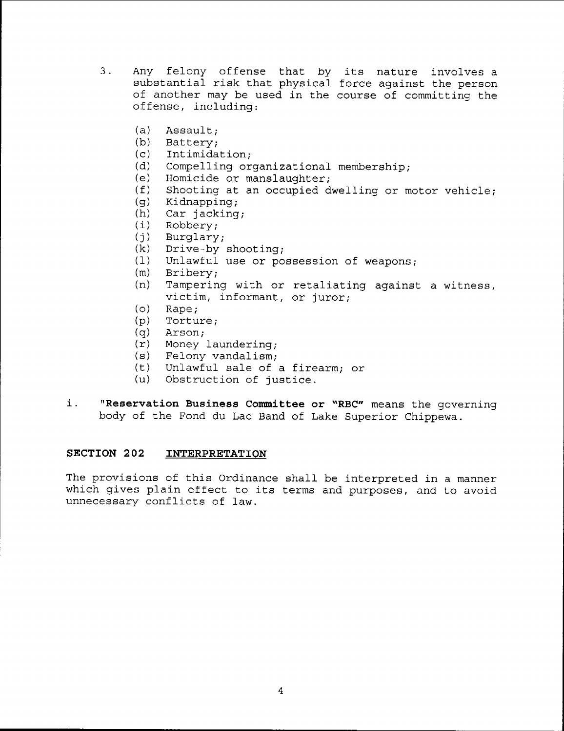3. Any felony offense that by its nature involves a substantial risk that physical force against the person of another may be used in the course of committing the offense, including:

   (a) Assault;
   (b) Battery;
   (c) Intimidation;
   (d) Compelling organizational membership;
   (e) Homicide or manslaughter;
   (f) Shooting at an occupied dwelling or motor vehicle;
   (g) Kidnapping;
   (h) Car jacking;
   (i) Robbery;
   (j) Burglary;
   (k) Drive-by shooting;
   (l) Unlawful use or possession of weapons;
   (m) Bribery;
   (n) Tampering with or retaliating against a witness, victim, informant, or juror;
   (o) Rape;
   (p) Torture;
   (q) Arson;
   (r) Money laundering;
   (s) Felony vandalism;
   (t) Unlawful sale of a firearm; or
   (u) Obstruction of justice.

i. **"Reservation Business Committee or "RBC"** means the governing body of the Fond du Lac Band of Lake Superior Chippewa.

## SECTION 202 <u>INTERPRETATION</u>

The provisions of this Ordinance shall be interpreted in a manner which gives plain effect to its terms and purposes, and to avoid unnecessary conflicts of law.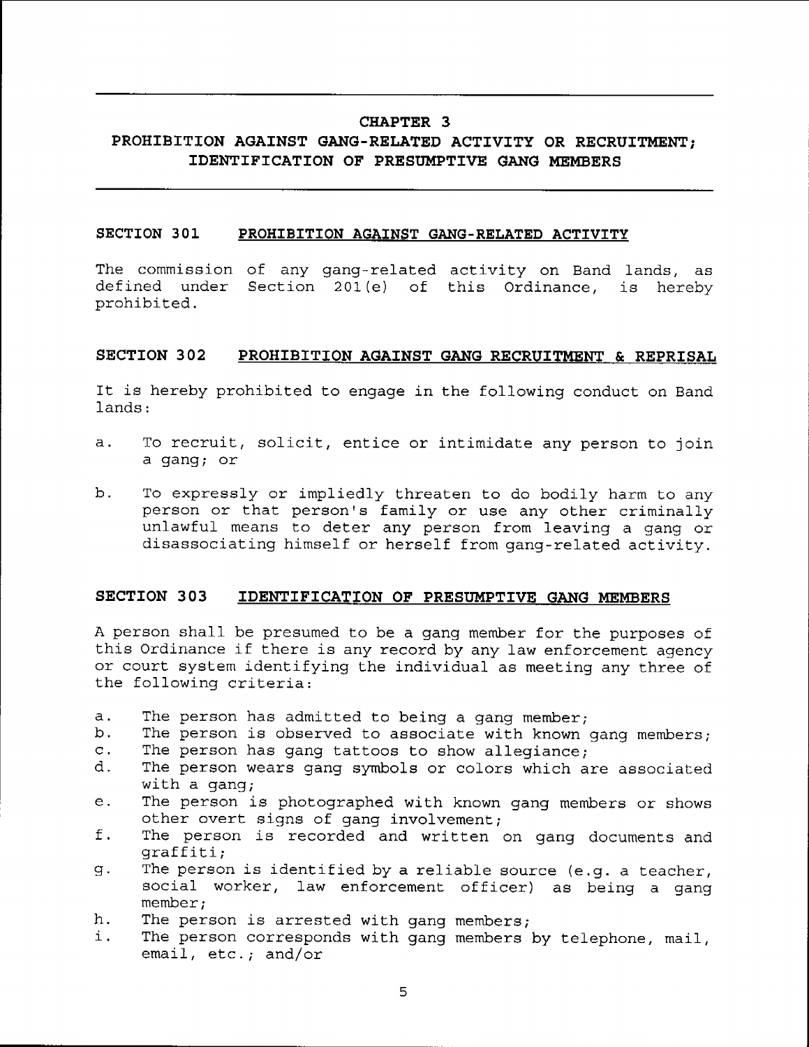# CHAPTER 3

# PROHIBITION AGAINST GANG-RELATED ACTIVITY OR RECRUITMENT; IDENTIFICATION OF PRESUMPTIVE GANG MEMBERS

## SECTION 301 PROHIBITION AGAINST GANG-RELATED ACTIVITY

The commission of any gang-related activity on Band lands, as defined under Section 201(e) of this Ordinance, is hereby prohibited.

## SECTION 302 PROHIBITION AGAINST GANG RECRUITMENT & REPRISAL

It is hereby prohibited to engage in the following conduct on Band lands:

a. To recruit, solicit, entice or intimidate any person to join a gang; or

b. To expressly or impliedly threaten to do bodily harm to any person or that person's family or use any other criminally unlawful means to deter any person from leaving a gang or disassociating himself or herself from gang-related activity.

## SECTION 303 IDENTIFICATION OF PRESUMPTIVE GANG MEMBERS

A person shall be presumed to be a gang member for the purposes of this Ordinance if there is any record by any law enforcement agency or court system identifying the individual as meeting any three of the following criteria:

a. The person has admitted to being a gang member;
b. The person is observed to associate with known gang members;
c. The person has gang tattoos to show allegiance;
d. The person wears gang symbols or colors which are associated with a gang;
e. The person is photographed with known gang members or shows other overt signs of gang involvement;
f. The person is recorded and written on gang documents and graffiti;
g. The person is identified by a reliable source (e.g. a teacher, social worker, law enforcement officer) as being a gang member;
h. The person is arrested with gang members;
i. The person corresponds with gang members by telephone, mail, email, etc.; and/or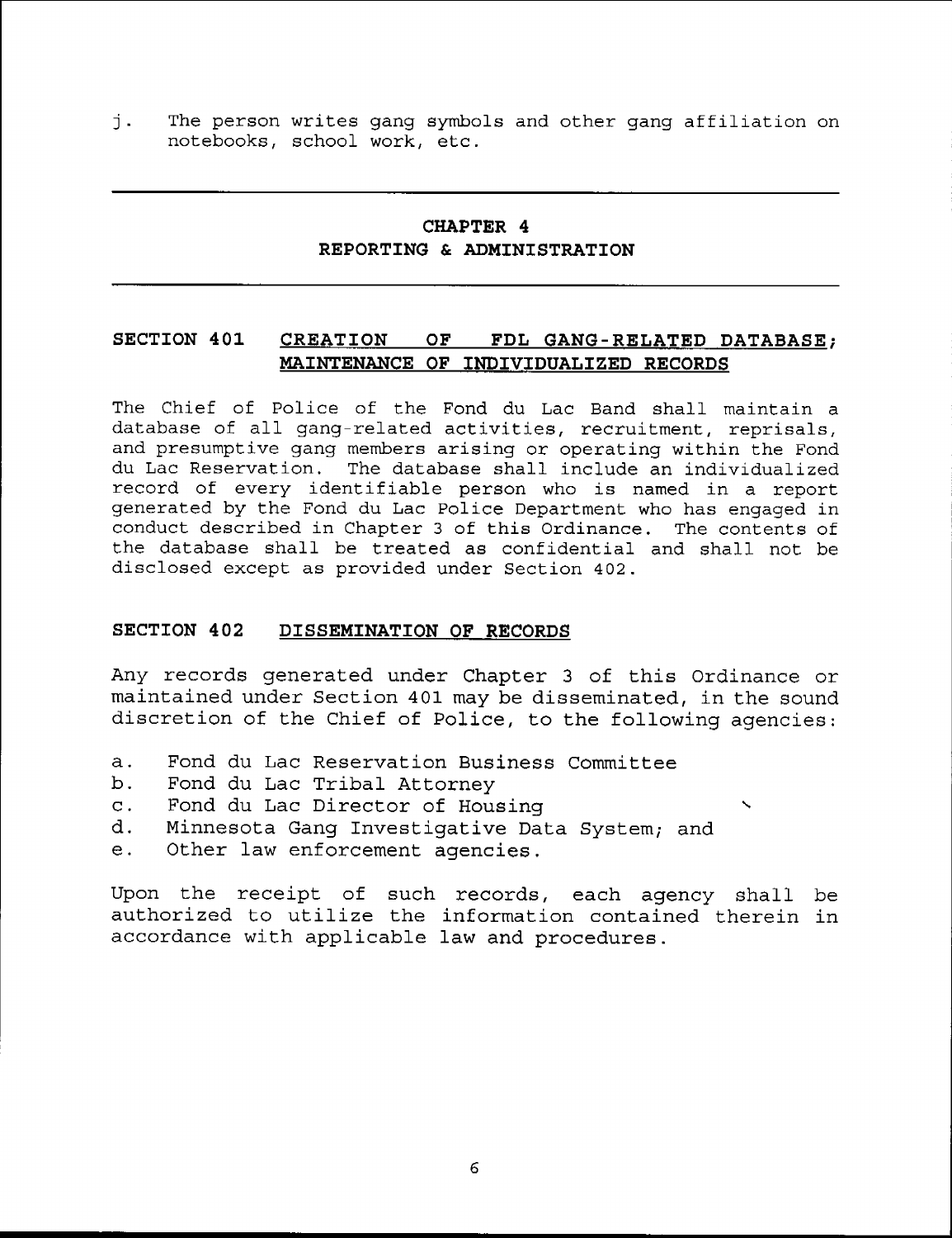j. The person writes gang symbols and other gang affiliation on notebooks, school work, etc.

## CHAPTER 4
## REPORTING & ADMINISTRATION

### SECTION 401 CREATION OF FDL GANG-RELATED DATABASE; MAINTENANCE OF INDIVIDUALIZED RECORDS

The Chief of Police of the Fond du Lac Band shall maintain a database of all gang-related activities, recruitment, reprisals, and presumptive gang members arising or operating within the Fond du Lac Reservation. The database shall include an individualized record of every identifiable person who is named in a report generated by the Fond du Lac Police Department who has engaged in conduct described in Chapter 3 of this Ordinance. The contents of the database shall be treated as confidential and shall not be disclosed except as provided under Section 402.

### SECTION 402 DISSEMINATION OF RECORDS

Any records generated under Chapter 3 of this Ordinance or maintained under Section 401 may be disseminated, in the sound discretion of the Chief of Police, to the following agencies:

a. Fond du Lac Reservation Business Committee
b. Fond du Lac Tribal Attorney
c. Fond du Lac Director of Housing
d. Minnesota Gang Investigative Data System; and
e. Other law enforcement agencies.

Upon the receipt of such records, each agency shall be authorized to utilize the information contained therein in accordance with applicable law and procedures.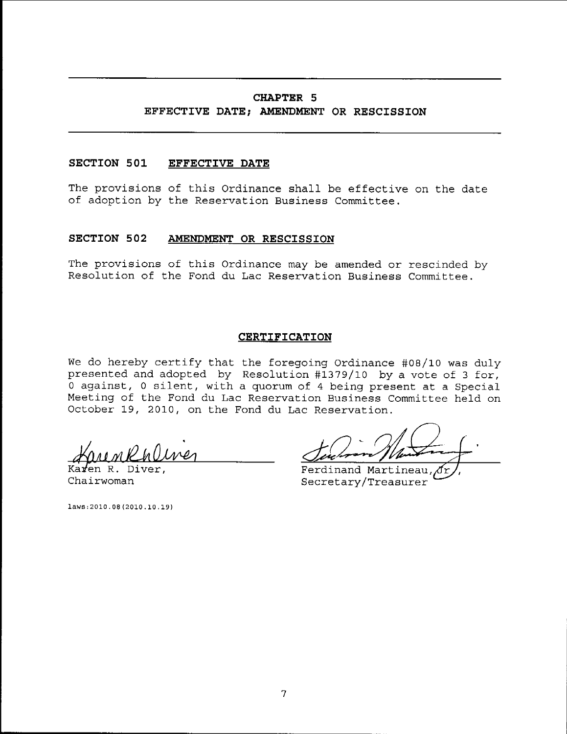## CHAPTER 5
## EFFECTIVE DATE; AMENDMENT OR RESCISSION

### SECTION 501 EFFECTIVE DATE

The provisions of this Ordinance shall be effective on the date of adoption by the Reservation Business Committee.

### SECTION 502 AMENDMENT OR RESCISSION

The provisions of this Ordinance may be amended or rescinded by Resolution of the Fond du Lac Reservation Business Committee.

### CERTIFICATION

We do hereby certify that the foregoing Ordinance #08/10 was duly presented and adopted by Resolution #1379/10 by a vote of 3 for, 0 against, 0 silent, with a quorum of 4 being present at a Special Meeting of the Fond du Lac Reservation Business Committee held on October 19, 2010, on the Fond du Lac Reservation.

Karen R. Diver,
Chairwoman

Ferdinand Martineau, Jr.,
Secretary/Treasurer

laws:2010.08(2010.10.19)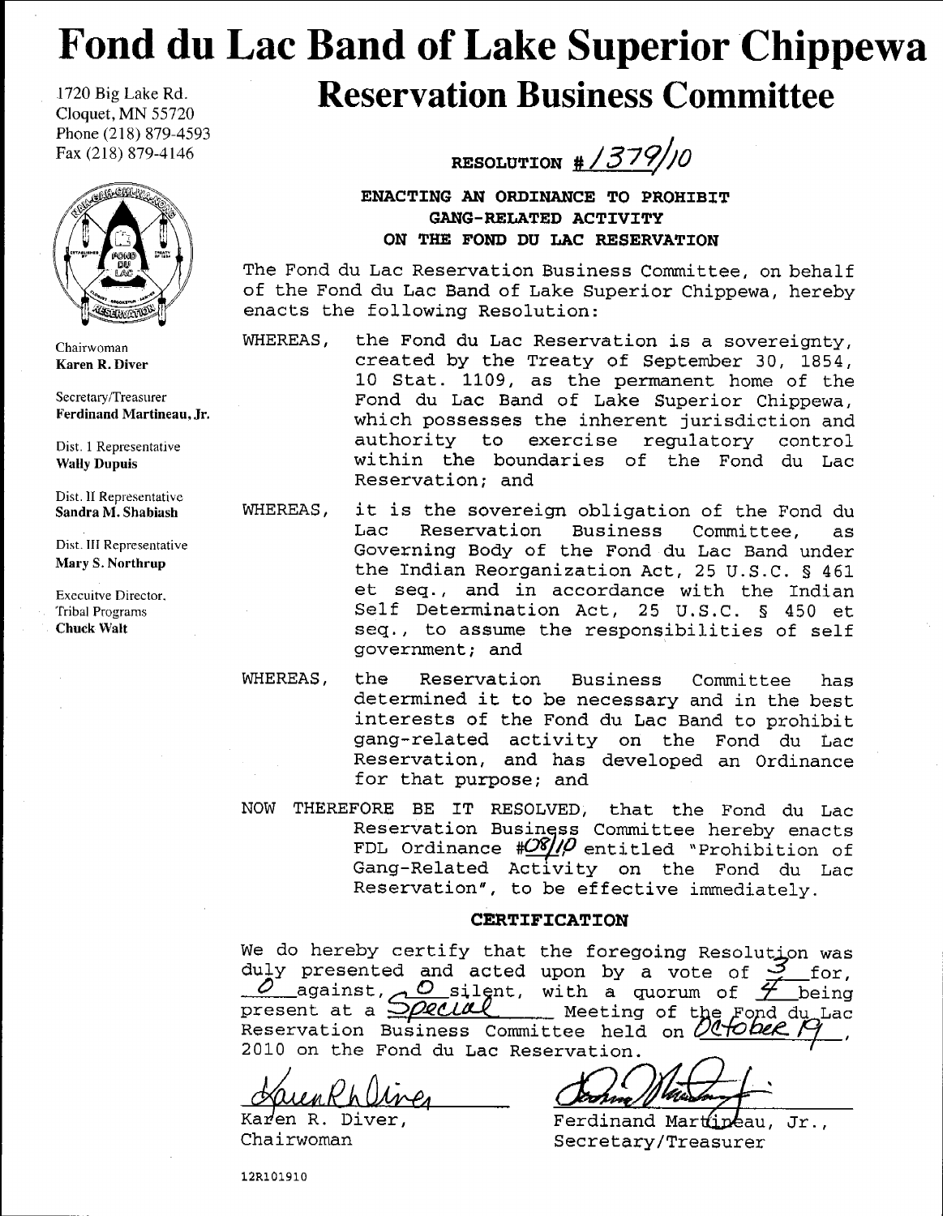# Fond du Lac Band of Lake Superior Chippewa

## Reservation Business Committee

1720 Big Lake Rd.
Cloquet, MN 55720
Phone (218) 879-4593
Fax (218) 879-4146

Chairwoman
**Karen R. Diver**

Secretary/Treasurer
**Ferdinand Martineau, Jr.**

Dist. I Representative
**Wally Dupuis**

Dist. II Representative
**Sandra M. Shabiash**

Dist. III Representative
**Mary S. Northrup**

Executive Director,
Tribal Programs
**Chuck Walt**

RESOLUTION # 1379/10

**ENACTING AN ORDINANCE TO PROHIBIT GANG-RELATED ACTIVITY ON THE FOND DU LAC RESERVATION**

The Fond du Lac Reservation Business Committee, on behalf of the Fond du Lac Band of Lake Superior Chippewa, hereby enacts the following Resolution:

WHEREAS, the Fond du Lac Reservation is a sovereignty, created by the Treaty of September 30, 1854, 10 Stat. 1109, as the permanent home of the Fond du Lac Band of Lake Superior Chippewa, which possesses the inherent jurisdiction and authority to exercise regulatory control within the boundaries of the Fond du Lac Reservation; and

WHEREAS, it is the sovereign obligation of the Fond du Lac Reservation Business Committee, as Governing Body of the Fond du Lac Band under the Indian Reorganization Act, 25 U.S.C. § 461 et seq., and in accordance with the Indian Self Determination Act, 25 U.S.C. § 450 et seq., to assume the responsibilities of self government; and

WHEREAS, the Reservation Business Committee has determined it to be necessary and in the best interests of the Fond du Lac Band to prohibit gang-related activity on the Fond du Lac Reservation, and has developed an Ordinance for that purpose; and

NOW THEREFORE BE IT RESOLVED, that the Fond du Lac Reservation Business Committee hereby enacts FDL Ordinance #08/10 entitled "Prohibition of Gang-Related Activity on the Fond du Lac Reservation", to be effective immediately.

**CERTIFICATION**

We do hereby certify that the foregoing Resolution was duly presented and acted upon by a vote of 3 for, 0 against, 0 silent, with a quorum of 4 being present at a Special Meeting of the Fond du Lac Reservation Business Committee held on October 19, 2010 on the Fond du Lac Reservation.

Karen R. Diver,
Chairwoman

Ferdinand Martineau, Jr.,
Secretary/Treasurer

12R101910